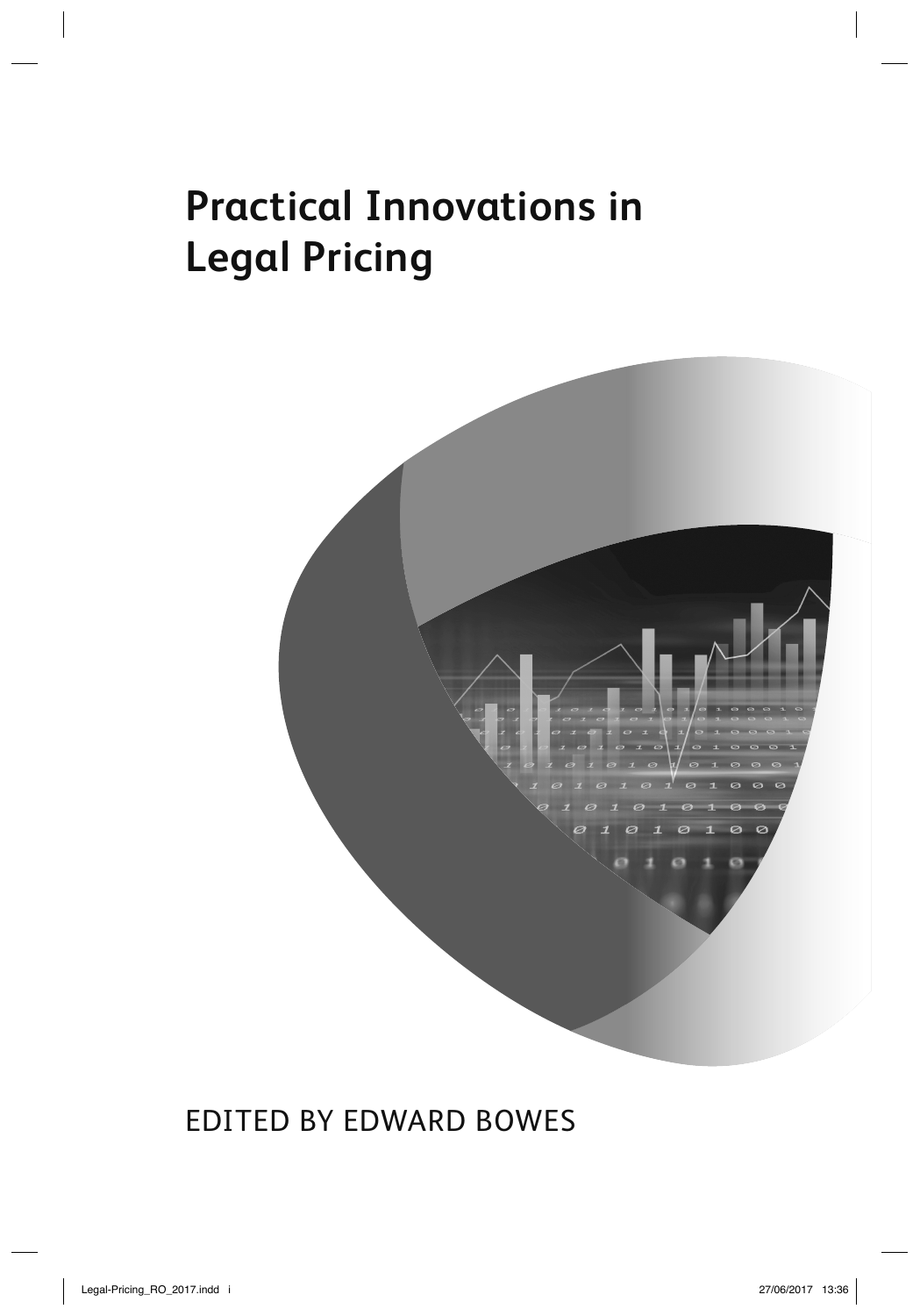# Practical Innovations in Legal Pricing

EDITED BY EDWARD BOWES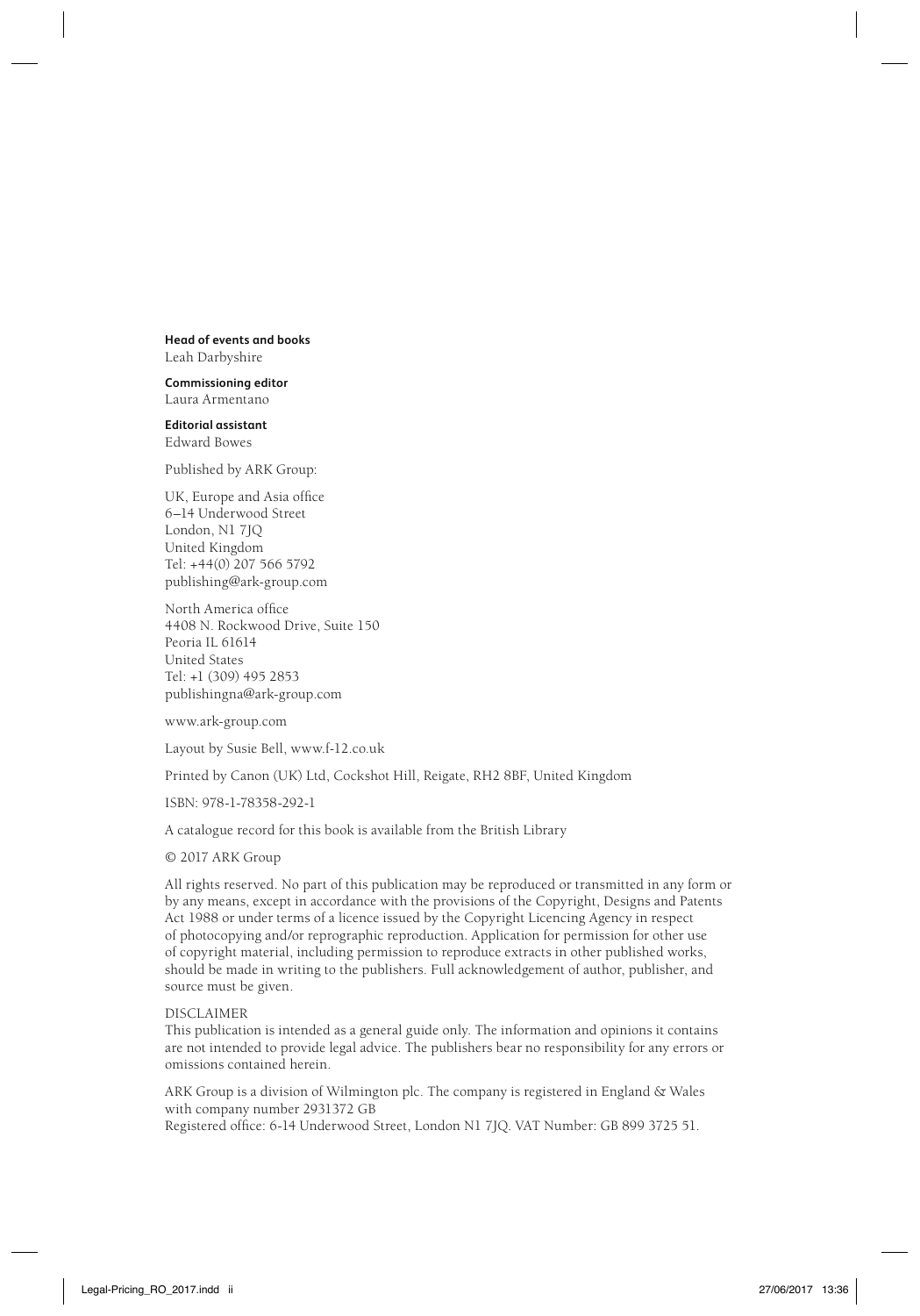**Head of events and books**
Leah Darbyshire

**Commissioning editor**
Laura Armentano

**Editorial assistant**
Edward Bowes

Published by ARK Group:

UK, Europe and Asia office
6–14 Underwood Street
London, N1 7JQ
United Kingdom
Tel: +44(0) 207 566 5792
publishing@ark-group.com

North America office
4408 N. Rockwood Drive, Suite 150
Peoria IL 61614
United States
Tel: +1 (309) 495 2853
publishingna@ark-group.com

www.ark-group.com

Layout by Susie Bell, www.f-12.co.uk

Printed by Canon (UK) Ltd, Cockshot Hill, Reigate, RH2 8BF, United Kingdom

ISBN: 978-1-78358-292-1

A catalogue record for this book is available from the British Library

© 2017 ARK Group

All rights reserved. No part of this publication may be reproduced or transmitted in any form or by any means, except in accordance with the provisions of the Copyright, Designs and Patents Act 1988 or under terms of a licence issued by the Copyright Licencing Agency in respect of photocopying and/or reprographic reproduction. Application for permission for other use of copyright material, including permission to reproduce extracts in other published works, should be made in writing to the publishers. Full acknowledgement of author, publisher, and source must be given.

DISCLAIMER
This publication is intended as a general guide only. The information and opinions it contains are not intended to provide legal advice. The publishers bear no responsibility for any errors or omissions contained herein.

ARK Group is a division of Wilmington plc. The company is registered in England & Wales with company number 2931372 GB
Registered office: 6-14 Underwood Street, London N1 7JQ. VAT Number: GB 899 3725 51.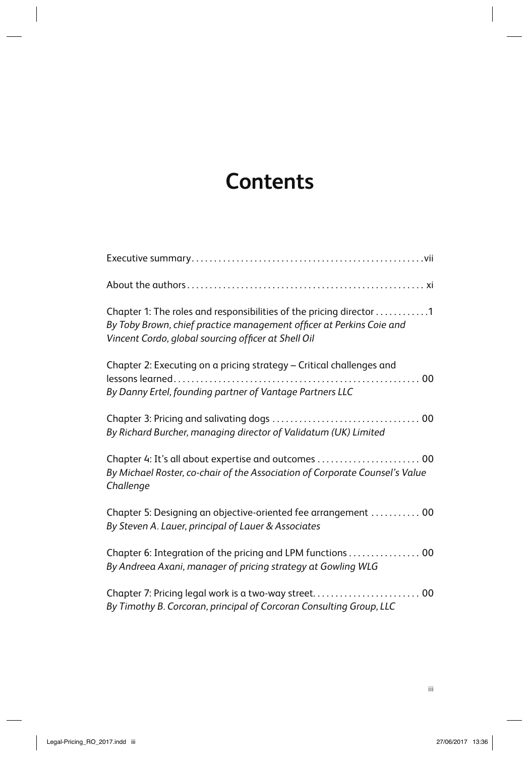# Contents

Executive summary . . . . . . . . . . . . . . . . . . . . . . . . . . . . . . . . . . . . . . . . . . . . . . . . . . vii

About the authors . . . . . . . . . . . . . . . . . . . . . . . . . . . . . . . . . . . . . . . . . . . . . . . . . . . xi

Chapter 1: The roles and responsibilities of the pricing director . . . . . . . . . . . .1
*By Toby Brown, chief practice management officer at Perkins Coie and Vincent Cordo, global sourcing officer at Shell Oil*

Chapter 2: Executing on a pricing strategy – Critical challenges and lessons learned . . . . . . . . . . . . . . . . . . . . . . . . . . . . . . . . . . . . . . . . . . . . . . . . . . . . . 00
*By Danny Ertel, founding partner of Vantage Partners LLC*

Chapter 3: Pricing and salivating dogs . . . . . . . . . . . . . . . . . . . . . . . . . . . . . . . . 00
*By Richard Burcher, managing director of Validatum (UK) Limited*

Chapter 4: It's all about expertise and outcomes . . . . . . . . . . . . . . . . . . . . . . 00
*By Michael Roster, co-chair of the Association of Corporate Counsel's Value Challenge*

Chapter 5: Designing an objective-oriented fee arrangement . . . . . . . . . . . 00
*By Steven A. Lauer, principal of Lauer & Associates*

Chapter 6: Integration of the pricing and LPM functions . . . . . . . . . . . . . . . . 00
*By Andreea Axani, manager of pricing strategy at Gowling WLG*

Chapter 7: Pricing legal work is a two-way street. . . . . . . . . . . . . . . . . . . . . . . . 00
*By Timothy B. Corcoran, principal of Corcoran Consulting Group, LLC*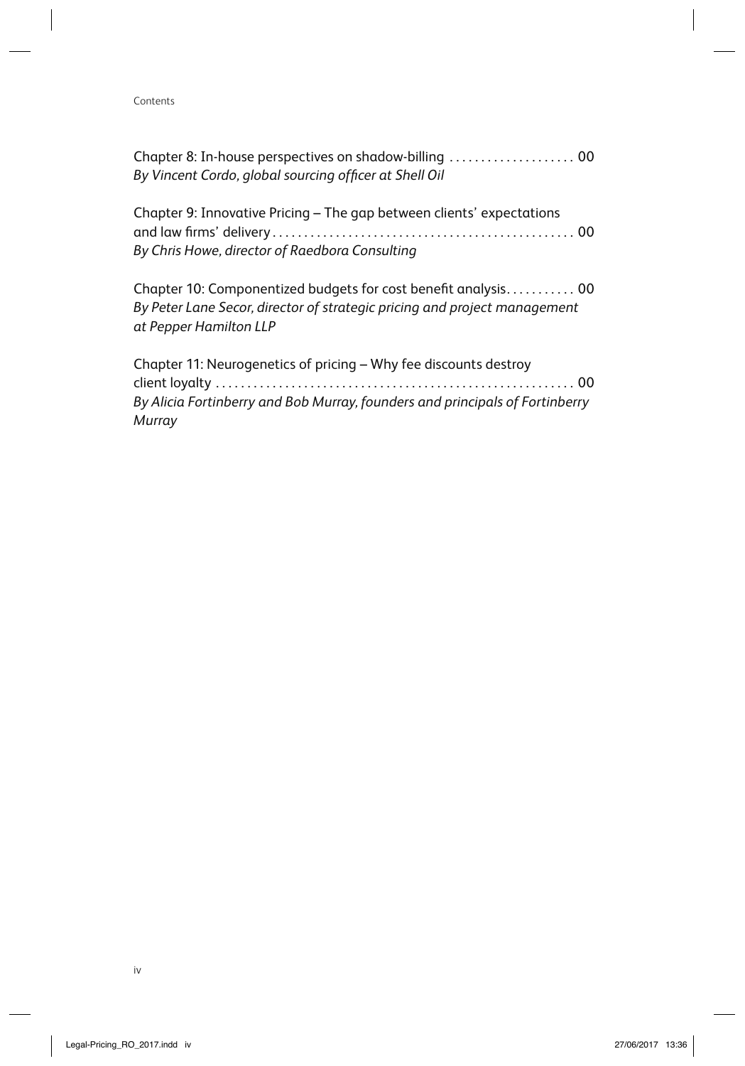Chapter 8: In-house perspectives on shadow-billing .................... 00
*By Vincent Cordo, global sourcing officer at Shell Oil*

Chapter 9: Innovative Pricing – The gap between clients' expectations and law firms' delivery................................................ 00
*By Chris Howe, director of Raedbora Consulting*

Chapter 10: Componentized budgets for cost benefit analysis........... 00
*By Peter Lane Secor, director of strategic pricing and project management at Pepper Hamilton LLP*

Chapter 11: Neurogenetics of pricing – Why fee discounts destroy client loyalty ......................................................... 00
*By Alicia Fortinberry and Bob Murray, founders and principals of Fortinberry Murray*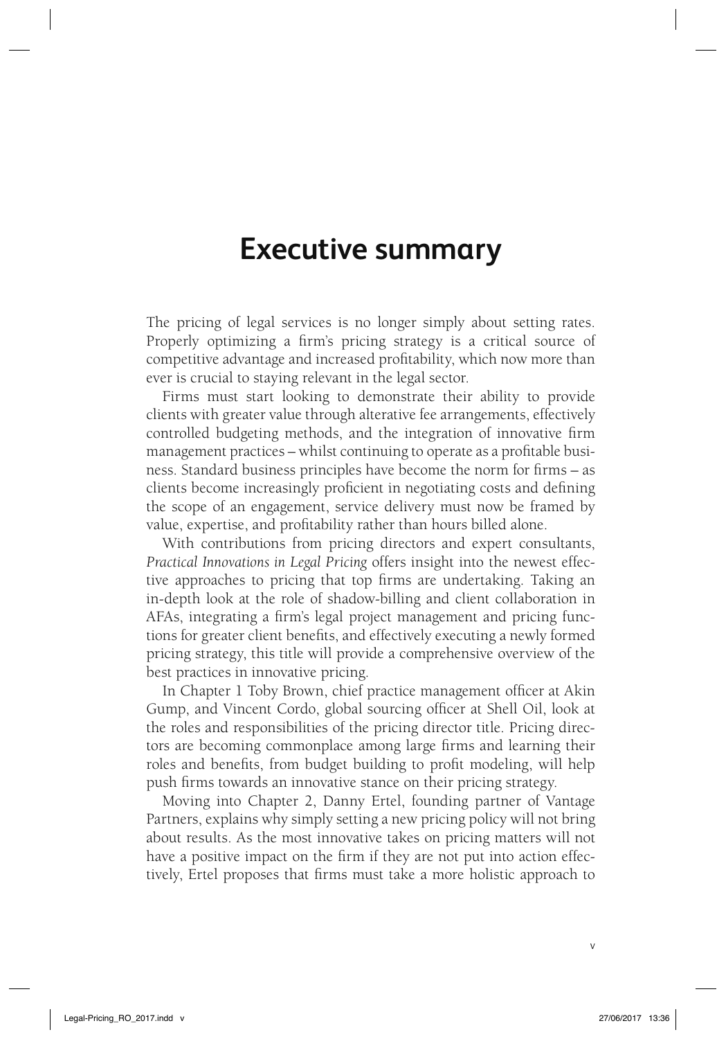# Executive summary

The pricing of legal services is no longer simply about setting rates. Properly optimizing a firm's pricing strategy is a critical source of competitive advantage and increased profitability, which now more than ever is crucial to staying relevant in the legal sector.

Firms must start looking to demonstrate their ability to provide clients with greater value through alterative fee arrangements, effectively controlled budgeting methods, and the integration of innovative firm management practices – whilst continuing to operate as a profitable business. Standard business principles have become the norm for firms – as clients become increasingly proficient in negotiating costs and defining the scope of an engagement, service delivery must now be framed by value, expertise, and profitability rather than hours billed alone.

With contributions from pricing directors and expert consultants, *Practical Innovations in Legal Pricing* offers insight into the newest effective approaches to pricing that top firms are undertaking. Taking an in-depth look at the role of shadow-billing and client collaboration in AFAs, integrating a firm's legal project management and pricing functions for greater client benefits, and effectively executing a newly formed pricing strategy, this title will provide a comprehensive overview of the best practices in innovative pricing.

In Chapter 1 Toby Brown, chief practice management officer at Akin Gump, and Vincent Cordo, global sourcing officer at Shell Oil, look at the roles and responsibilities of the pricing director title. Pricing directors are becoming commonplace among large firms and learning their roles and benefits, from budget building to profit modeling, will help push firms towards an innovative stance on their pricing strategy.

Moving into Chapter 2, Danny Ertel, founding partner of Vantage Partners, explains why simply setting a new pricing policy will not bring about results. As the most innovative takes on pricing matters will not have a positive impact on the firm if they are not put into action effectively, Ertel proposes that firms must take a more holistic approach to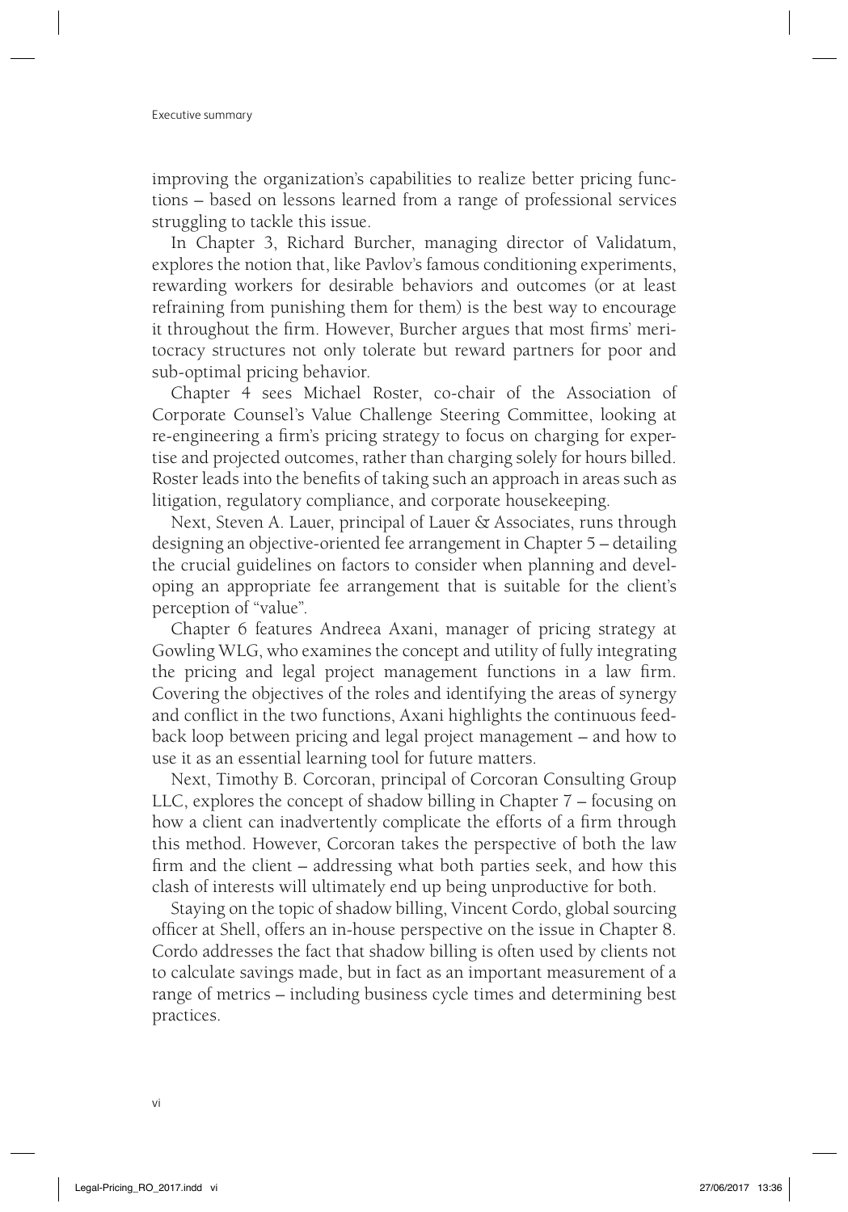improving the organization's capabilities to realize better pricing functions – based on lessons learned from a range of professional services struggling to tackle this issue.

In Chapter 3, Richard Burcher, managing director of Validatum, explores the notion that, like Pavlov's famous conditioning experiments, rewarding workers for desirable behaviors and outcomes (or at least refraining from punishing them for them) is the best way to encourage it throughout the firm. However, Burcher argues that most firms' meritocracy structures not only tolerate but reward partners for poor and sub-optimal pricing behavior.

Chapter 4 sees Michael Roster, co-chair of the Association of Corporate Counsel's Value Challenge Steering Committee, looking at re-engineering a firm's pricing strategy to focus on charging for expertise and projected outcomes, rather than charging solely for hours billed. Roster leads into the benefits of taking such an approach in areas such as litigation, regulatory compliance, and corporate housekeeping.

Next, Steven A. Lauer, principal of Lauer & Associates, runs through designing an objective-oriented fee arrangement in Chapter 5 – detailing the crucial guidelines on factors to consider when planning and developing an appropriate fee arrangement that is suitable for the client's perception of "value".

Chapter 6 features Andreea Axani, manager of pricing strategy at Gowling WLG, who examines the concept and utility of fully integrating the pricing and legal project management functions in a law firm. Covering the objectives of the roles and identifying the areas of synergy and conflict in the two functions, Axani highlights the continuous feedback loop between pricing and legal project management – and how to use it as an essential learning tool for future matters.

Next, Timothy B. Corcoran, principal of Corcoran Consulting Group LLC, explores the concept of shadow billing in Chapter 7 – focusing on how a client can inadvertently complicate the efforts of a firm through this method. However, Corcoran takes the perspective of both the law firm and the client – addressing what both parties seek, and how this clash of interests will ultimately end up being unproductive for both.

Staying on the topic of shadow billing, Vincent Cordo, global sourcing officer at Shell, offers an in-house perspective on the issue in Chapter 8. Cordo addresses the fact that shadow billing is often used by clients not to calculate savings made, but in fact as an important measurement of a range of metrics – including business cycle times and determining best practices.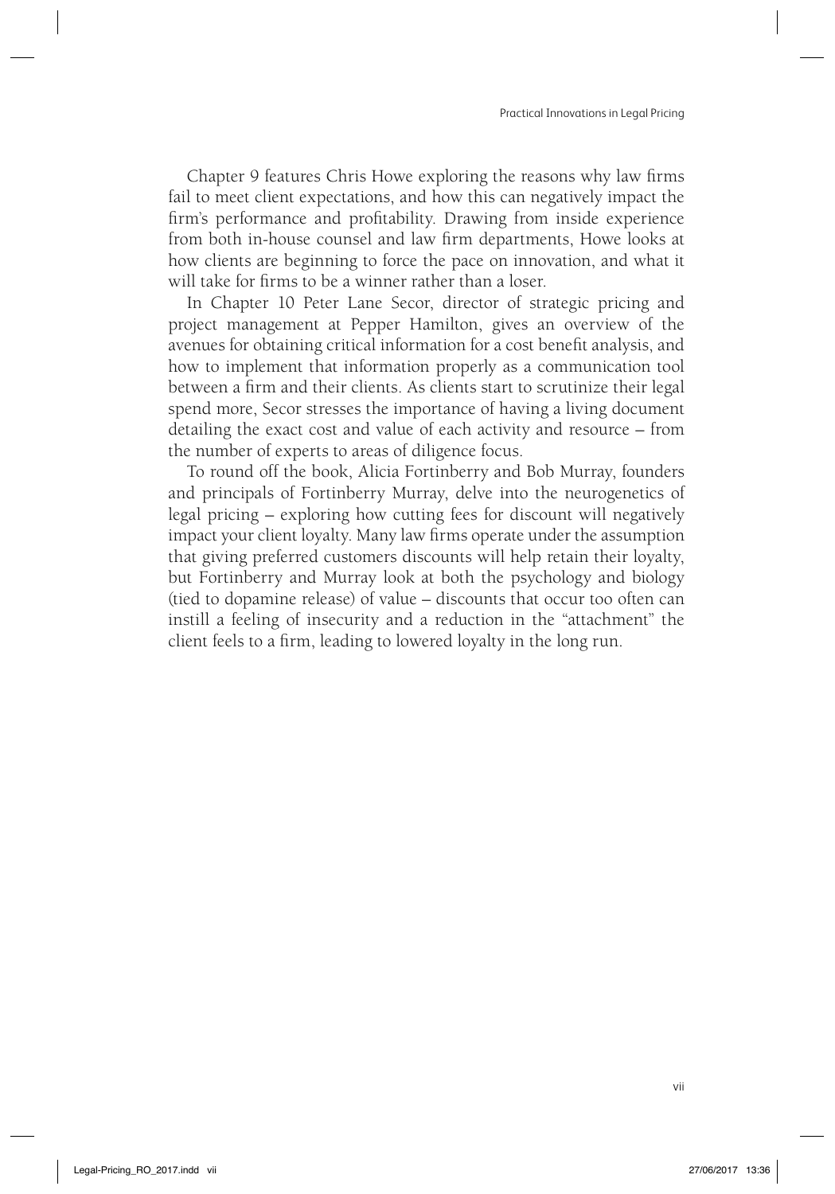Chapter 9 features Chris Howe exploring the reasons why law firms fail to meet client expectations, and how this can negatively impact the firm's performance and profitability. Drawing from inside experience from both in-house counsel and law firm departments, Howe looks at how clients are beginning to force the pace on innovation, and what it will take for firms to be a winner rather than a loser.

In Chapter 10 Peter Lane Secor, director of strategic pricing and project management at Pepper Hamilton, gives an overview of the avenues for obtaining critical information for a cost benefit analysis, and how to implement that information properly as a communication tool between a firm and their clients. As clients start to scrutinize their legal spend more, Secor stresses the importance of having a living document detailing the exact cost and value of each activity and resource – from the number of experts to areas of diligence focus.

To round off the book, Alicia Fortinberry and Bob Murray, founders and principals of Fortinberry Murray, delve into the neurogenetics of legal pricing – exploring how cutting fees for discount will negatively impact your client loyalty. Many law firms operate under the assumption that giving preferred customers discounts will help retain their loyalty, but Fortinberry and Murray look at both the psychology and biology (tied to dopamine release) of value – discounts that occur too often can instill a feeling of insecurity and a reduction in the "attachment" the client feels to a firm, leading to lowered loyalty in the long run.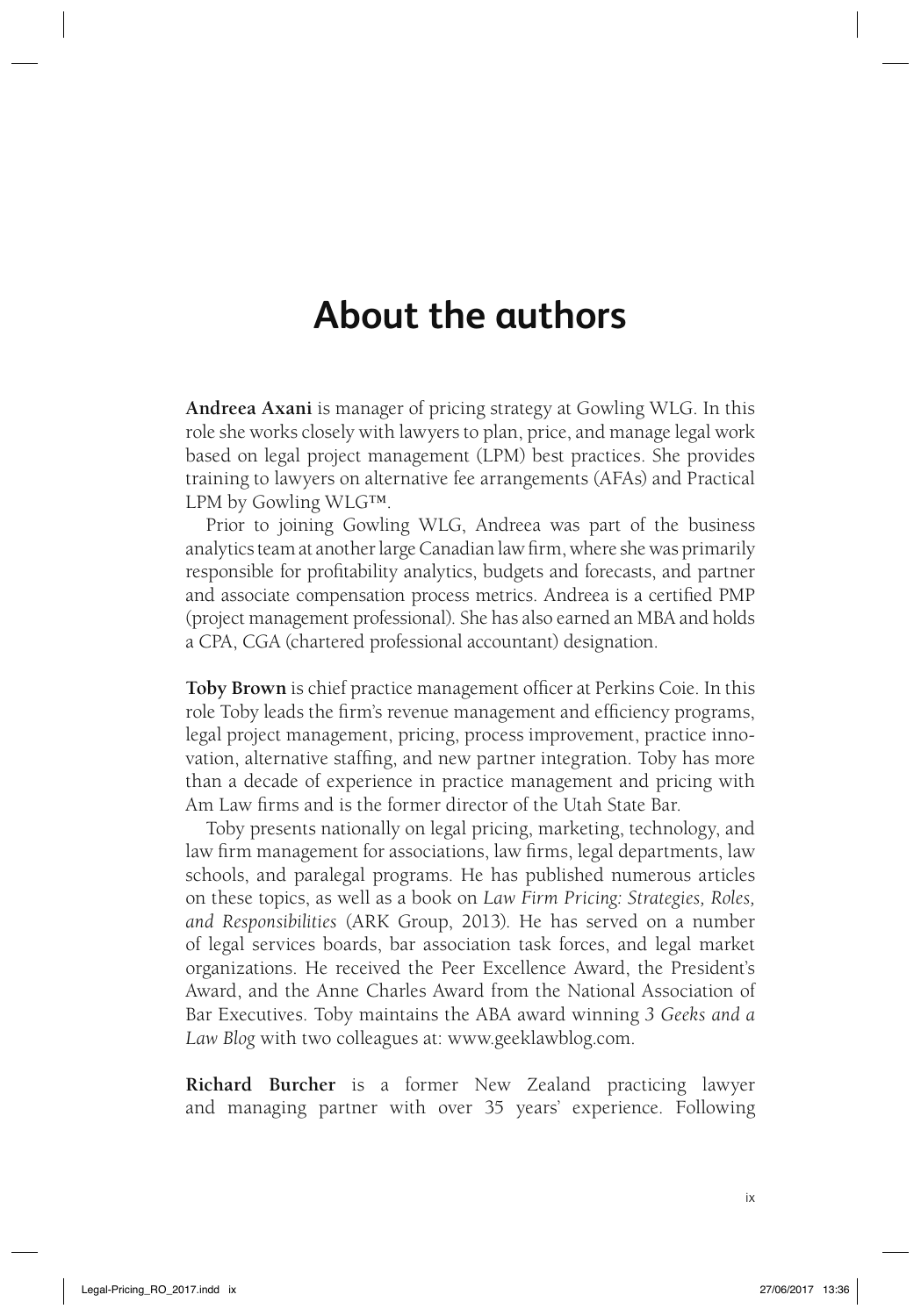# About the authors

**Andreea Axani** is manager of pricing strategy at Gowling WLG. In this role she works closely with lawyers to plan, price, and manage legal work based on legal project management (LPM) best practices. She provides training to lawyers on alternative fee arrangements (AFAs) and Practical LPM by Gowling WLG™.

Prior to joining Gowling WLG, Andreea was part of the business analytics team at another large Canadian law firm, where she was primarily responsible for profitability analytics, budgets and forecasts, and partner and associate compensation process metrics. Andreea is a certified PMP (project management professional). She has also earned an MBA and holds a CPA, CGA (chartered professional accountant) designation.

**Toby Brown** is chief practice management officer at Perkins Coie. In this role Toby leads the firm's revenue management and efficiency programs, legal project management, pricing, process improvement, practice innovation, alternative staffing, and new partner integration. Toby has more than a decade of experience in practice management and pricing with Am Law firms and is the former director of the Utah State Bar.

Toby presents nationally on legal pricing, marketing, technology, and law firm management for associations, law firms, legal departments, law schools, and paralegal programs. He has published numerous articles on these topics, as well as a book on *Law Firm Pricing: Strategies, Roles, and Responsibilities* (ARK Group, 2013). He has served on a number of legal services boards, bar association task forces, and legal market organizations. He received the Peer Excellence Award, the President's Award, and the Anne Charles Award from the National Association of Bar Executives. Toby maintains the ABA award winning *3 Geeks and a Law Blog* with two colleagues at: www.geeklawblog.com.

**Richard Burcher** is a former New Zealand practicing lawyer and managing partner with over 35 years' experience. Following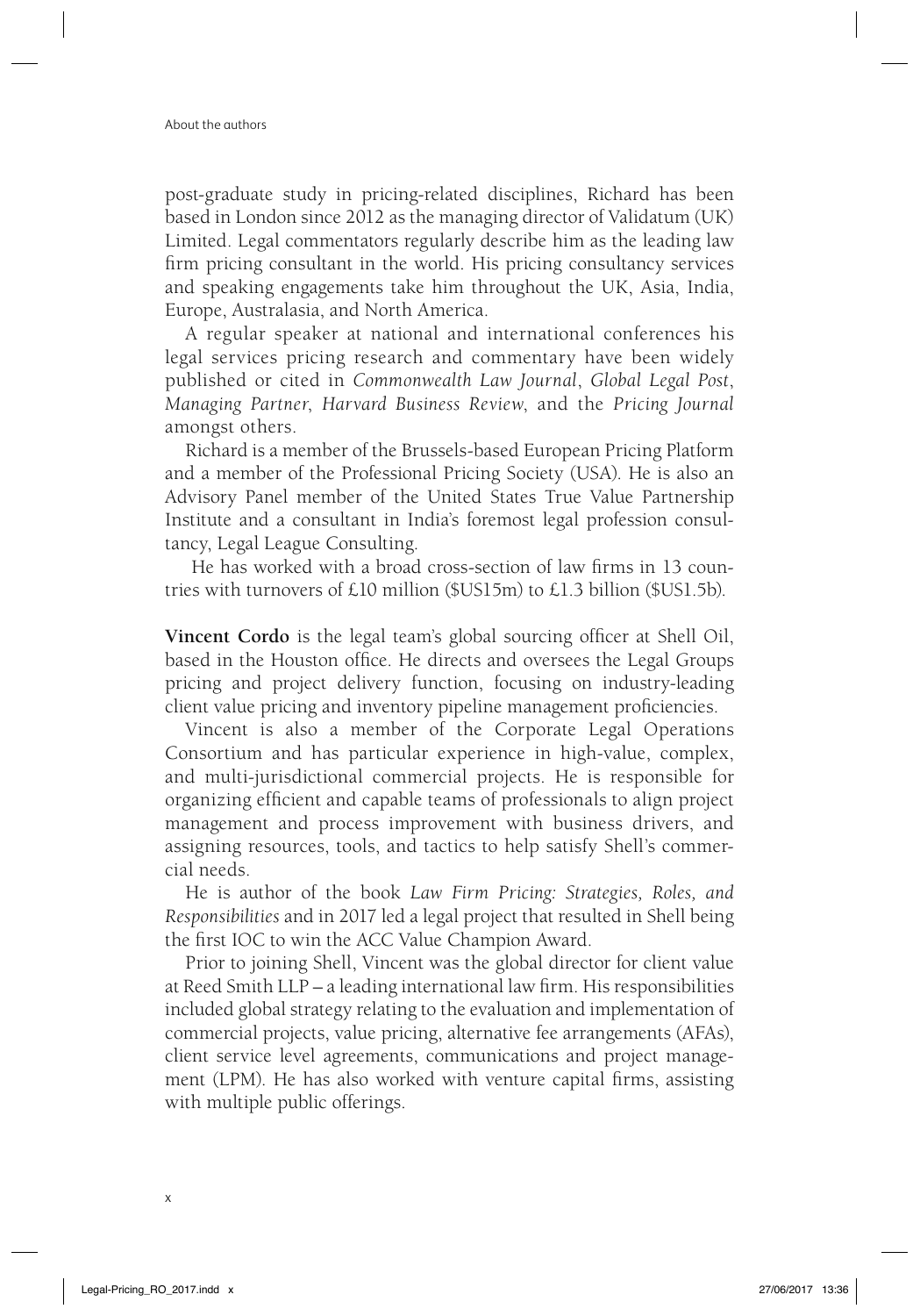post-graduate study in pricing-related disciplines, Richard has been based in London since 2012 as the managing director of Validatum (UK) Limited. Legal commentators regularly describe him as the leading law firm pricing consultant in the world. His pricing consultancy services and speaking engagements take him throughout the UK, Asia, India, Europe, Australasia, and North America.

A regular speaker at national and international conferences his legal services pricing research and commentary have been widely published or cited in *Commonwealth Law Journal*, *Global Legal Post*, *Managing Partner*, *Harvard Business Review*, and the *Pricing Journal* amongst others.

Richard is a member of the Brussels-based European Pricing Platform and a member of the Professional Pricing Society (USA). He is also an Advisory Panel member of the United States True Value Partnership Institute and a consultant in India's foremost legal profession consultancy, Legal League Consulting.

He has worked with a broad cross-section of law firms in 13 countries with turnovers of £10 million ($US15m) to £1.3 billion ($US1.5b).

**Vincent Cordo** is the legal team's global sourcing officer at Shell Oil, based in the Houston office. He directs and oversees the Legal Groups pricing and project delivery function, focusing on industry-leading client value pricing and inventory pipeline management proficiencies.

Vincent is also a member of the Corporate Legal Operations Consortium and has particular experience in high-value, complex, and multi-jurisdictional commercial projects. He is responsible for organizing efficient and capable teams of professionals to align project management and process improvement with business drivers, and assigning resources, tools, and tactics to help satisfy Shell's commercial needs.

He is author of the book *Law Firm Pricing: Strategies, Roles, and Responsibilities* and in 2017 led a legal project that resulted in Shell being the first IOC to win the ACC Value Champion Award.

Prior to joining Shell, Vincent was the global director for client value at Reed Smith LLP – a leading international law firm. His responsibilities included global strategy relating to the evaluation and implementation of commercial projects, value pricing, alternative fee arrangements (AFAs), client service level agreements, communications and project management (LPM). He has also worked with venture capital firms, assisting with multiple public offerings.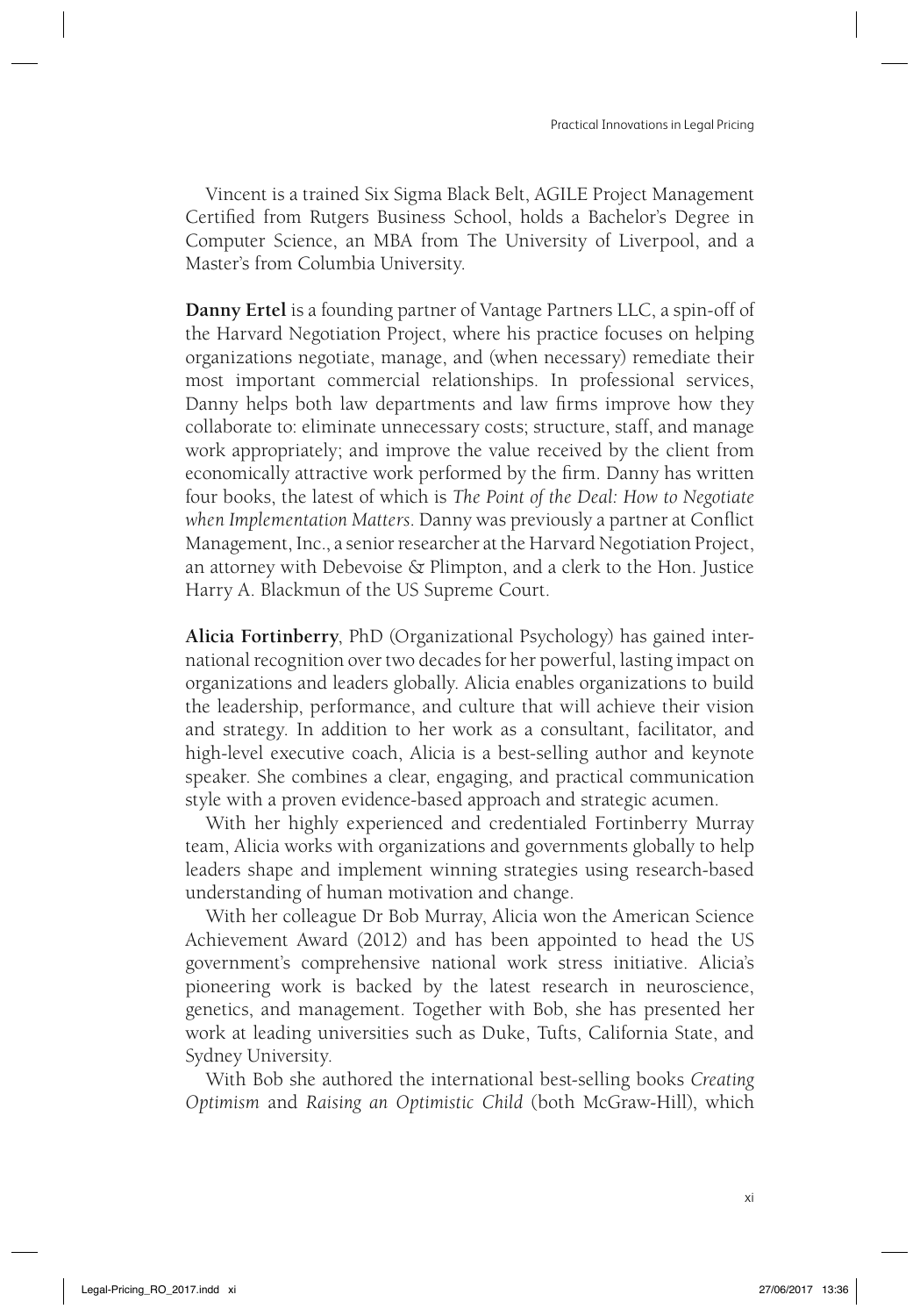Vincent is a trained Six Sigma Black Belt, AGILE Project Management Certified from Rutgers Business School, holds a Bachelor's Degree in Computer Science, an MBA from The University of Liverpool, and a Master's from Columbia University.

**Danny Ertel** is a founding partner of Vantage Partners LLC, a spin-off of the Harvard Negotiation Project, where his practice focuses on helping organizations negotiate, manage, and (when necessary) remediate their most important commercial relationships. In professional services, Danny helps both law departments and law firms improve how they collaborate to: eliminate unnecessary costs; structure, staff, and manage work appropriately; and improve the value received by the client from economically attractive work performed by the firm. Danny has written four books, the latest of which is *The Point of the Deal: How to Negotiate when Implementation Matters*. Danny was previously a partner at Conflict Management, Inc., a senior researcher at the Harvard Negotiation Project, an attorney with Debevoise & Plimpton, and a clerk to the Hon. Justice Harry A. Blackmun of the US Supreme Court.

**Alicia Fortinberry**, PhD (Organizational Psychology) has gained international recognition over two decades for her powerful, lasting impact on organizations and leaders globally. Alicia enables organizations to build the leadership, performance, and culture that will achieve their vision and strategy. In addition to her work as a consultant, facilitator, and high-level executive coach, Alicia is a best-selling author and keynote speaker. She combines a clear, engaging, and practical communication style with a proven evidence-based approach and strategic acumen.

With her highly experienced and credentialed Fortinberry Murray team, Alicia works with organizations and governments globally to help leaders shape and implement winning strategies using research-based understanding of human motivation and change.

With her colleague Dr Bob Murray, Alicia won the American Science Achievement Award (2012) and has been appointed to head the US government's comprehensive national work stress initiative. Alicia's pioneering work is backed by the latest research in neuroscience, genetics, and management. Together with Bob, she has presented her work at leading universities such as Duke, Tufts, California State, and Sydney University.

With Bob she authored the international best-selling books *Creating Optimism* and *Raising an Optimistic Child* (both McGraw-Hill), which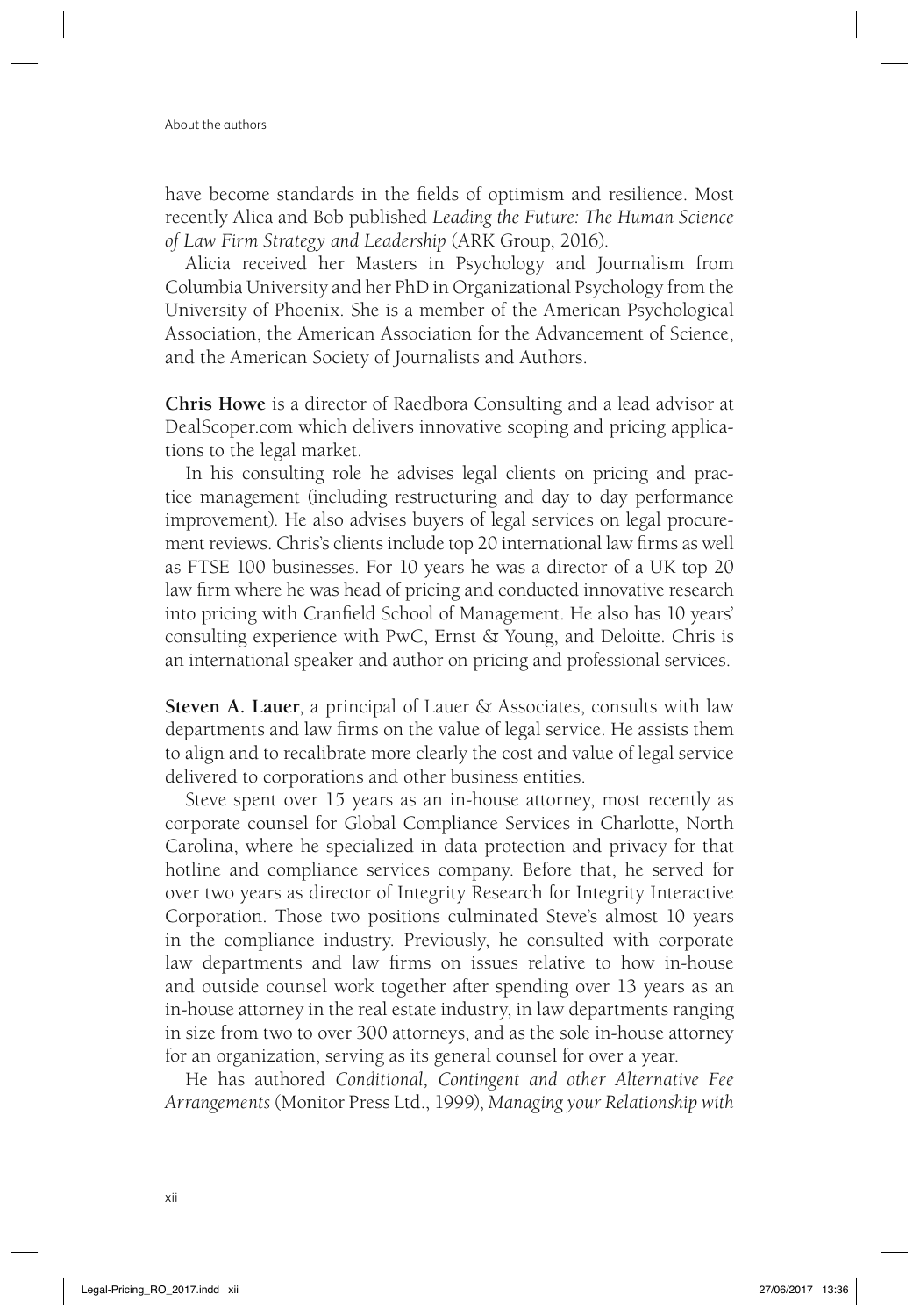have become standards in the fields of optimism and resilience. Most recently Alica and Bob published *Leading the Future: The Human Science of Law Firm Strategy and Leadership* (ARK Group, 2016).

Alicia received her Masters in Psychology and Journalism from Columbia University and her PhD in Organizational Psychology from the University of Phoenix. She is a member of the American Psychological Association, the American Association for the Advancement of Science, and the American Society of Journalists and Authors.

**Chris Howe** is a director of Raedbora Consulting and a lead advisor at DealScoper.com which delivers innovative scoping and pricing applications to the legal market.

In his consulting role he advises legal clients on pricing and practice management (including restructuring and day to day performance improvement). He also advises buyers of legal services on legal procurement reviews. Chris's clients include top 20 international law firms as well as FTSE 100 businesses. For 10 years he was a director of a UK top 20 law firm where he was head of pricing and conducted innovative research into pricing with Cranfield School of Management. He also has 10 years' consulting experience with PwC, Ernst & Young, and Deloitte. Chris is an international speaker and author on pricing and professional services.

**Steven A. Lauer**, a principal of Lauer & Associates, consults with law departments and law firms on the value of legal service. He assists them to align and to recalibrate more clearly the cost and value of legal service delivered to corporations and other business entities.

Steve spent over 15 years as an in-house attorney, most recently as corporate counsel for Global Compliance Services in Charlotte, North Carolina, where he specialized in data protection and privacy for that hotline and compliance services company. Before that, he served for over two years as director of Integrity Research for Integrity Interactive Corporation. Those two positions culminated Steve's almost 10 years in the compliance industry. Previously, he consulted with corporate law departments and law firms on issues relative to how in-house and outside counsel work together after spending over 13 years as an in-house attorney in the real estate industry, in law departments ranging in size from two to over 300 attorneys, and as the sole in-house attorney for an organization, serving as its general counsel for over a year.

He has authored *Conditional, Contingent and other Alternative Fee Arrangements* (Monitor Press Ltd., 1999), *Managing your Relationship with*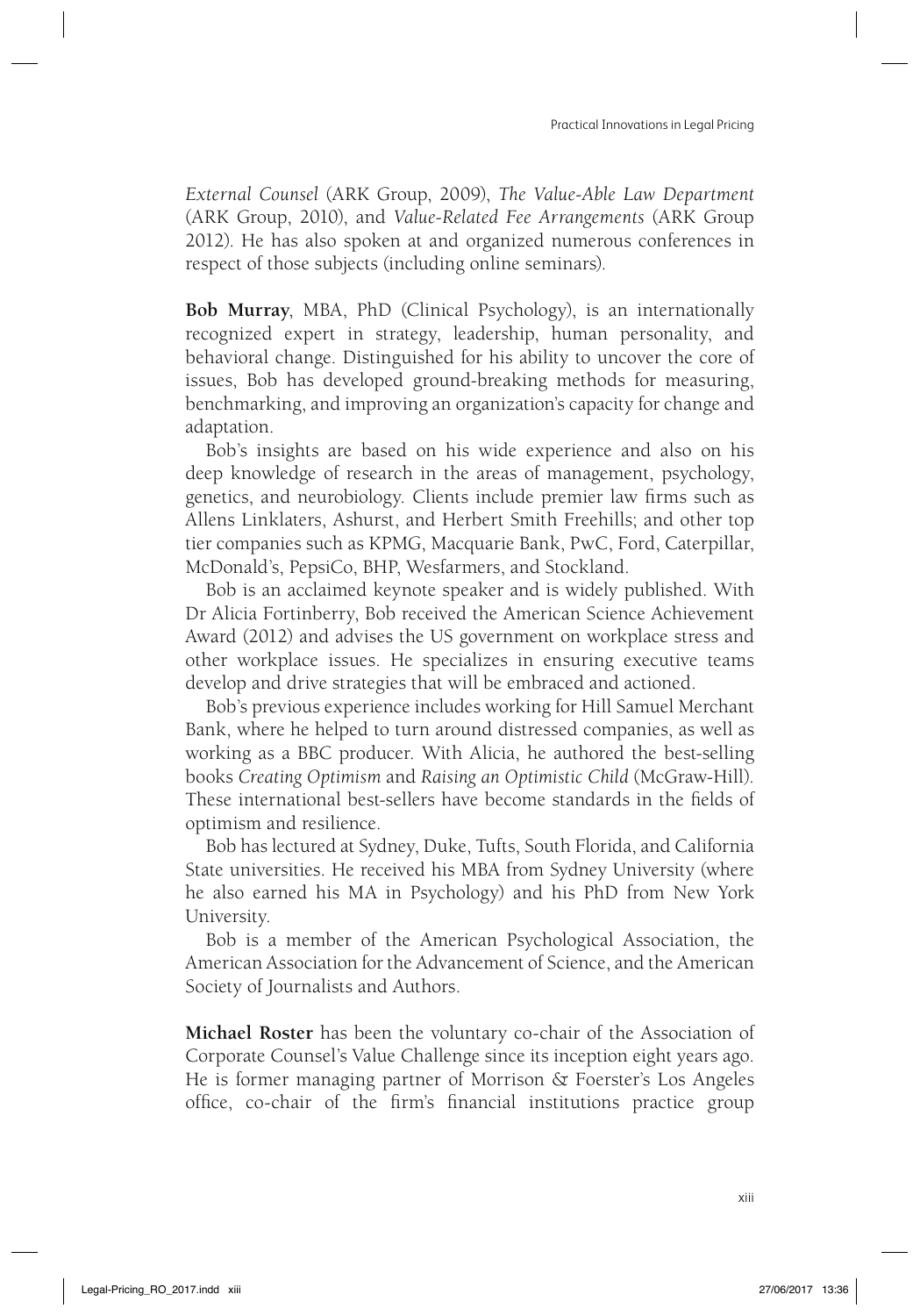*External Counsel* (ARK Group, 2009), *The Value-Able Law Department* (ARK Group, 2010), and *Value-Related Fee Arrangements* (ARK Group 2012). He has also spoken at and organized numerous conferences in respect of those subjects (including online seminars).

**Bob Murray**, MBA, PhD (Clinical Psychology), is an internationally recognized expert in strategy, leadership, human personality, and behavioral change. Distinguished for his ability to uncover the core of issues, Bob has developed ground-breaking methods for measuring, benchmarking, and improving an organization's capacity for change and adaptation.

Bob's insights are based on his wide experience and also on his deep knowledge of research in the areas of management, psychology, genetics, and neurobiology. Clients include premier law firms such as Allens Linklaters, Ashurst, and Herbert Smith Freehills; and other top tier companies such as KPMG, Macquarie Bank, PwC, Ford, Caterpillar, McDonald's, PepsiCo, BHP, Wesfarmers, and Stockland.

Bob is an acclaimed keynote speaker and is widely published. With Dr Alicia Fortinberry, Bob received the American Science Achievement Award (2012) and advises the US government on workplace stress and other workplace issues. He specializes in ensuring executive teams develop and drive strategies that will be embraced and actioned.

Bob's previous experience includes working for Hill Samuel Merchant Bank, where he helped to turn around distressed companies, as well as working as a BBC producer. With Alicia, he authored the best-selling books *Creating Optimism* and *Raising an Optimistic Child* (McGraw-Hill). These international best-sellers have become standards in the fields of optimism and resilience.

Bob has lectured at Sydney, Duke, Tufts, South Florida, and California State universities. He received his MBA from Sydney University (where he also earned his MA in Psychology) and his PhD from New York University.

Bob is a member of the American Psychological Association, the American Association for the Advancement of Science, and the American Society of Journalists and Authors.

**Michael Roster** has been the voluntary co-chair of the Association of Corporate Counsel's Value Challenge since its inception eight years ago. He is former managing partner of Morrison & Foerster's Los Angeles office, co-chair of the firm's financial institutions practice group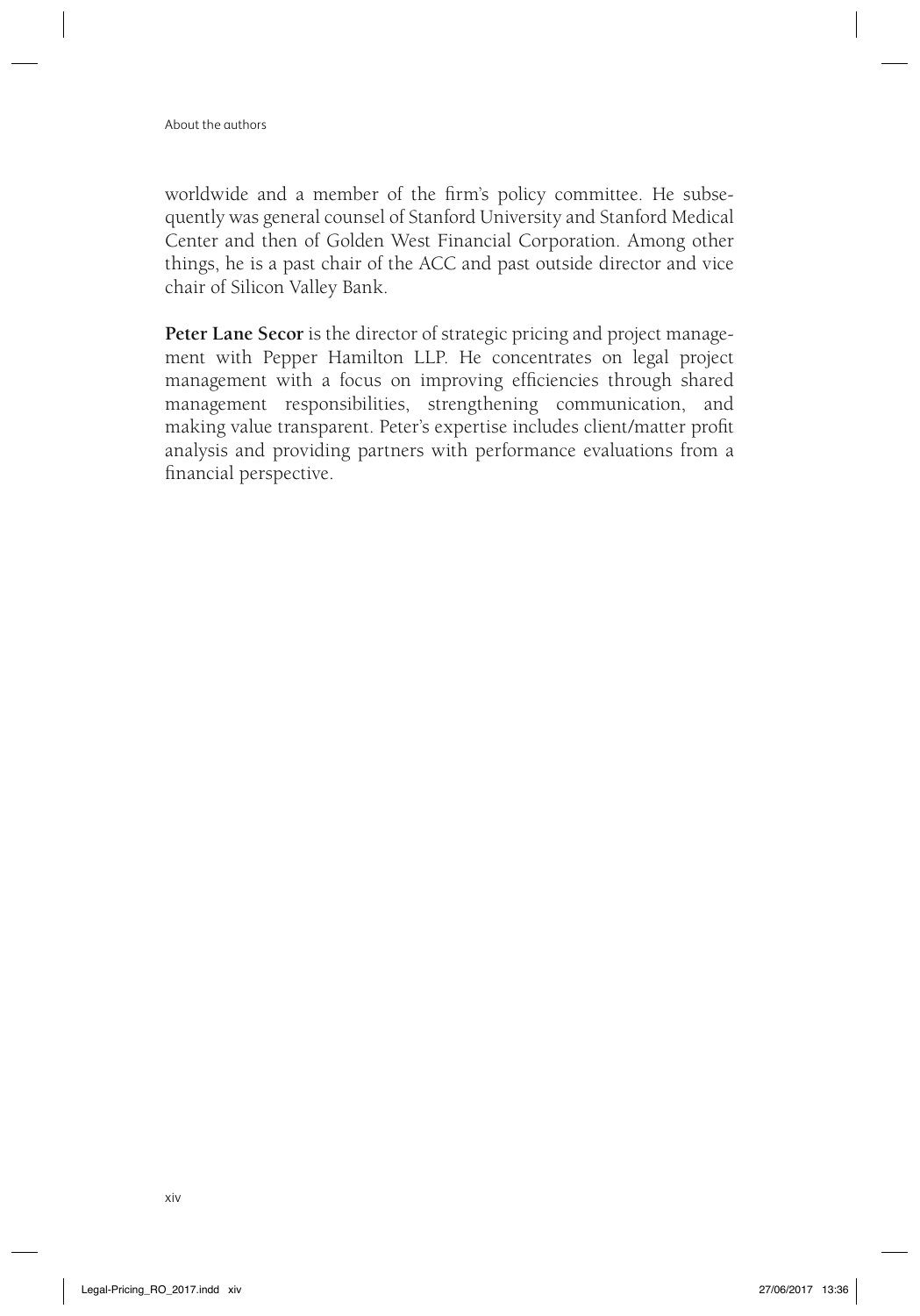worldwide and a member of the firm's policy committee. He subsequently was general counsel of Stanford University and Stanford Medical Center and then of Golden West Financial Corporation. Among other things, he is a past chair of the ACC and past outside director and vice chair of Silicon Valley Bank.

**Peter Lane Secor** is the director of strategic pricing and project management with Pepper Hamilton LLP. He concentrates on legal project management with a focus on improving efficiencies through shared management responsibilities, strengthening communication, and making value transparent. Peter's expertise includes client/matter profit analysis and providing partners with performance evaluations from a financial perspective.